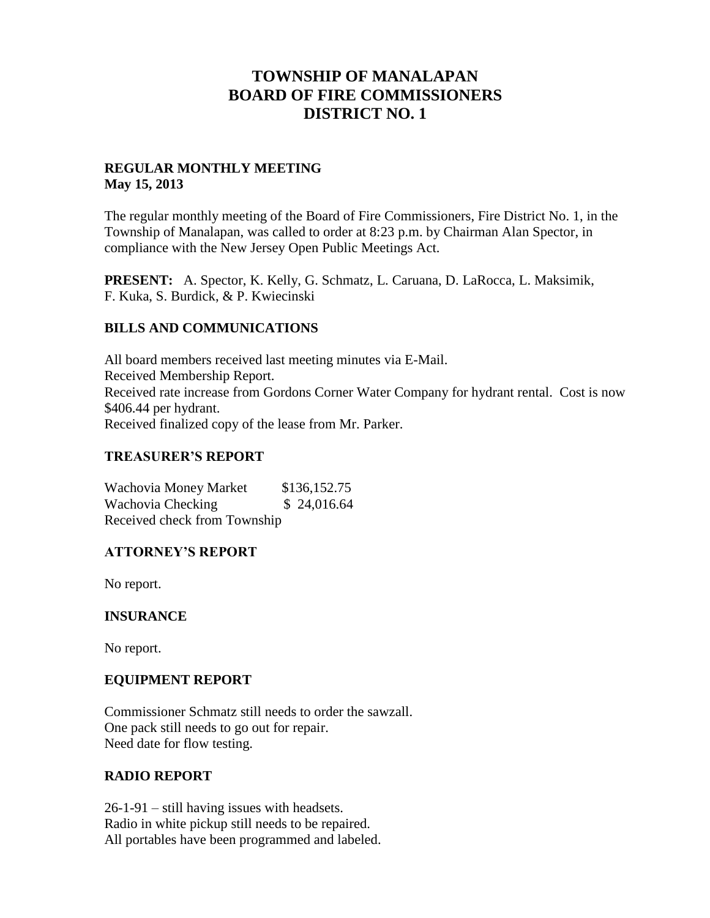# TOWNSHIP OF MANALAPAN
# BOARD OF FIRE COMMISSIONERS
# DISTRICT NO. 1

**REGULAR MONTHLY MEETING**
**May 15, 2013**

The regular monthly meeting of the Board of Fire Commissioners, Fire District No. 1, in the Township of Manalapan, was called to order at 8:23 p.m. by Chairman Alan Spector, in compliance with the New Jersey Open Public Meetings Act.

**PRESENT:** A. Spector, K. Kelly, G. Schmatz, L. Caruana, D. LaRocca, L. Maksimik, F. Kuka, S. Burdick, & P. Kwiecinski

## BILLS AND COMMUNICATIONS

All board members received last meeting minutes via E-Mail.
Received Membership Report.
Received rate increase from Gordons Corner Water Company for hydrant rental. Cost is now $406.44 per hydrant.
Received finalized copy of the lease from Mr. Parker.

## TREASURER'S REPORT

| | |
|---|---|
| Wachovia Money Market | $136,152.75 |
| Wachovia Checking | $ 24,016.64 |

Received check from Township

## ATTORNEY'S REPORT

No report.

## INSURANCE

No report.

## EQUIPMENT REPORT

Commissioner Schmatz still needs to order the sawzall.
One pack still needs to go out for repair.
Need date for flow testing.

## RADIO REPORT

26-1-91 – still having issues with headsets.
Radio in white pickup still needs to be repaired.
All portables have been programmed and labeled.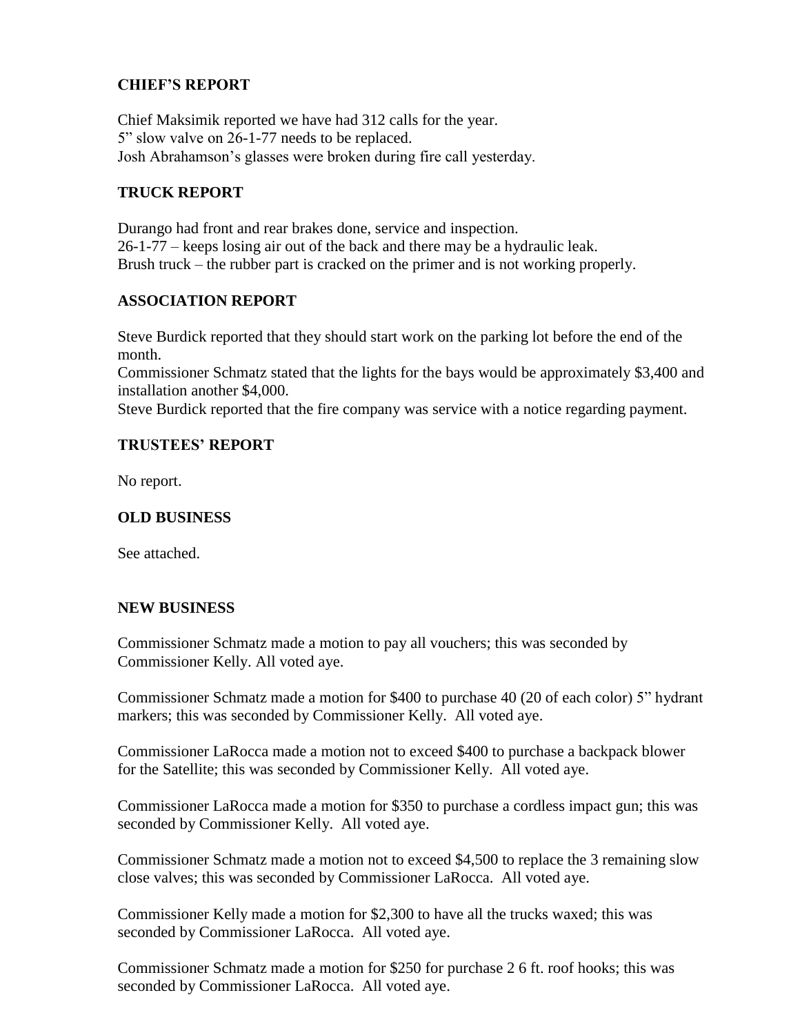### CHIEF'S REPORT

Chief Maksimik reported we have had 312 calls for the year.
5" slow valve on 26-1-77 needs to be replaced.
Josh Abrahamson's glasses were broken during fire call yesterday.

### TRUCK REPORT

Durango had front and rear brakes done, service and inspection.
26-1-77 – keeps losing air out of the back and there may be a hydraulic leak.
Brush truck – the rubber part is cracked on the primer and is not working properly.

### ASSOCIATION REPORT

Steve Burdick reported that they should start work on the parking lot before the end of the month.
Commissioner Schmatz stated that the lights for the bays would be approximately $3,400 and installation another $4,000.
Steve Burdick reported that the fire company was service with a notice regarding payment.

### TRUSTEES' REPORT

No report.

### OLD BUSINESS

See attached.

### NEW BUSINESS

Commissioner Schmatz made a motion to pay all vouchers; this was seconded by Commissioner Kelly. All voted aye.

Commissioner Schmatz made a motion for $400 to purchase 40 (20 of each color) 5" hydrant markers; this was seconded by Commissioner Kelly. All voted aye.

Commissioner LaRocca made a motion not to exceed $400 to purchase a backpack blower for the Satellite; this was seconded by Commissioner Kelly. All voted aye.

Commissioner LaRocca made a motion for $350 to purchase a cordless impact gun; this was seconded by Commissioner Kelly. All voted aye.

Commissioner Schmatz made a motion not to exceed $4,500 to replace the 3 remaining slow close valves; this was seconded by Commissioner LaRocca. All voted aye.

Commissioner Kelly made a motion for $2,300 to have all the trucks waxed; this was seconded by Commissioner LaRocca. All voted aye.

Commissioner Schmatz made a motion for $250 for purchase 2 6 ft. roof hooks; this was seconded by Commissioner LaRocca. All voted aye.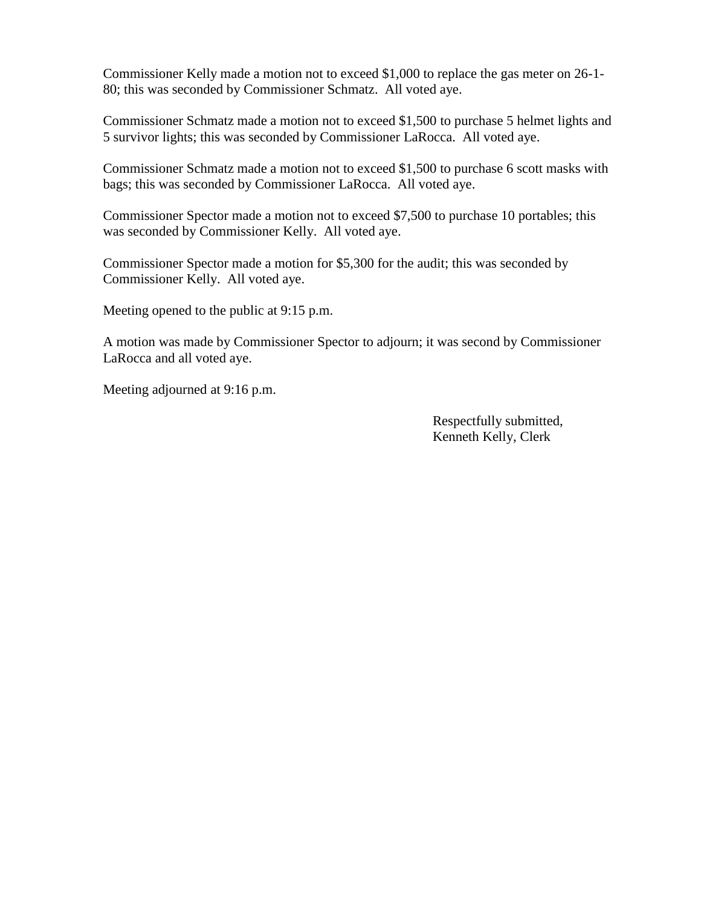Commissioner Kelly made a motion not to exceed $1,000 to replace the gas meter on 26-1-80; this was seconded by Commissioner Schmatz. All voted aye.

Commissioner Schmatz made a motion not to exceed $1,500 to purchase 5 helmet lights and 5 survivor lights; this was seconded by Commissioner LaRocca. All voted aye.

Commissioner Schmatz made a motion not to exceed $1,500 to purchase 6 scott masks with bags; this was seconded by Commissioner LaRocca. All voted aye.

Commissioner Spector made a motion not to exceed $7,500 to purchase 10 portables; this was seconded by Commissioner Kelly. All voted aye.

Commissioner Spector made a motion for $5,300 for the audit; this was seconded by Commissioner Kelly. All voted aye.

Meeting opened to the public at 9:15 p.m.

A motion was made by Commissioner Spector to adjourn; it was second by Commissioner LaRocca and all voted aye.

Meeting adjourned at 9:16 p.m.

Respectfully submitted,
Kenneth Kelly, Clerk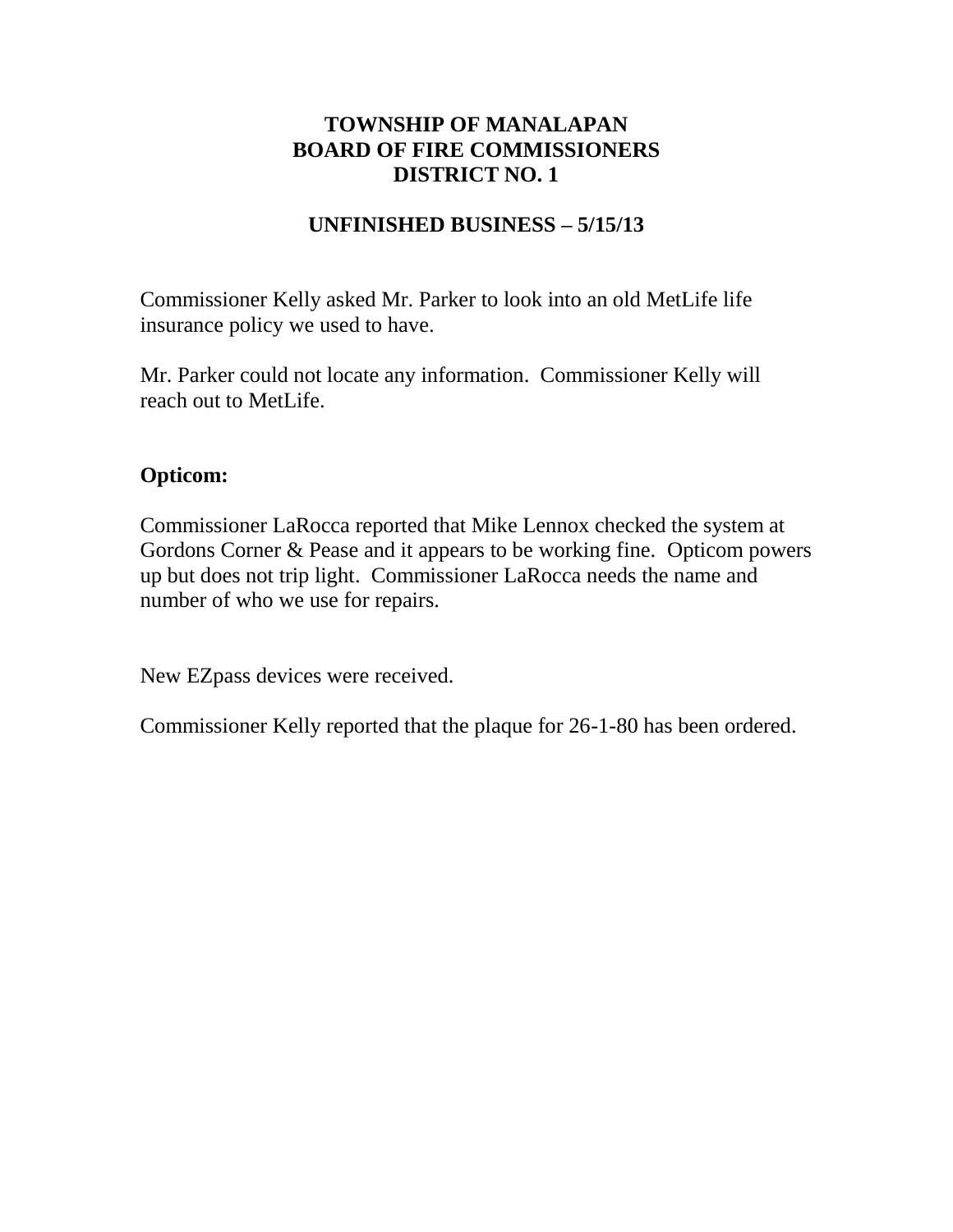**TOWNSHIP OF MANALAPAN**
**BOARD OF FIRE COMMISSIONERS**
**DISTRICT NO. 1**

**UNFINISHED BUSINESS – 5/15/13**

Commissioner Kelly asked Mr. Parker to look into an old MetLife life insurance policy we used to have.

Mr. Parker could not locate any information. Commissioner Kelly will reach out to MetLife.

**Opticom:**

Commissioner LaRocca reported that Mike Lennox checked the system at Gordons Corner & Pease and it appears to be working fine. Opticom powers up but does not trip light. Commissioner LaRocca needs the name and number of who we use for repairs.

New EZpass devices were received.

Commissioner Kelly reported that the plaque for 26-1-80 has been ordered.